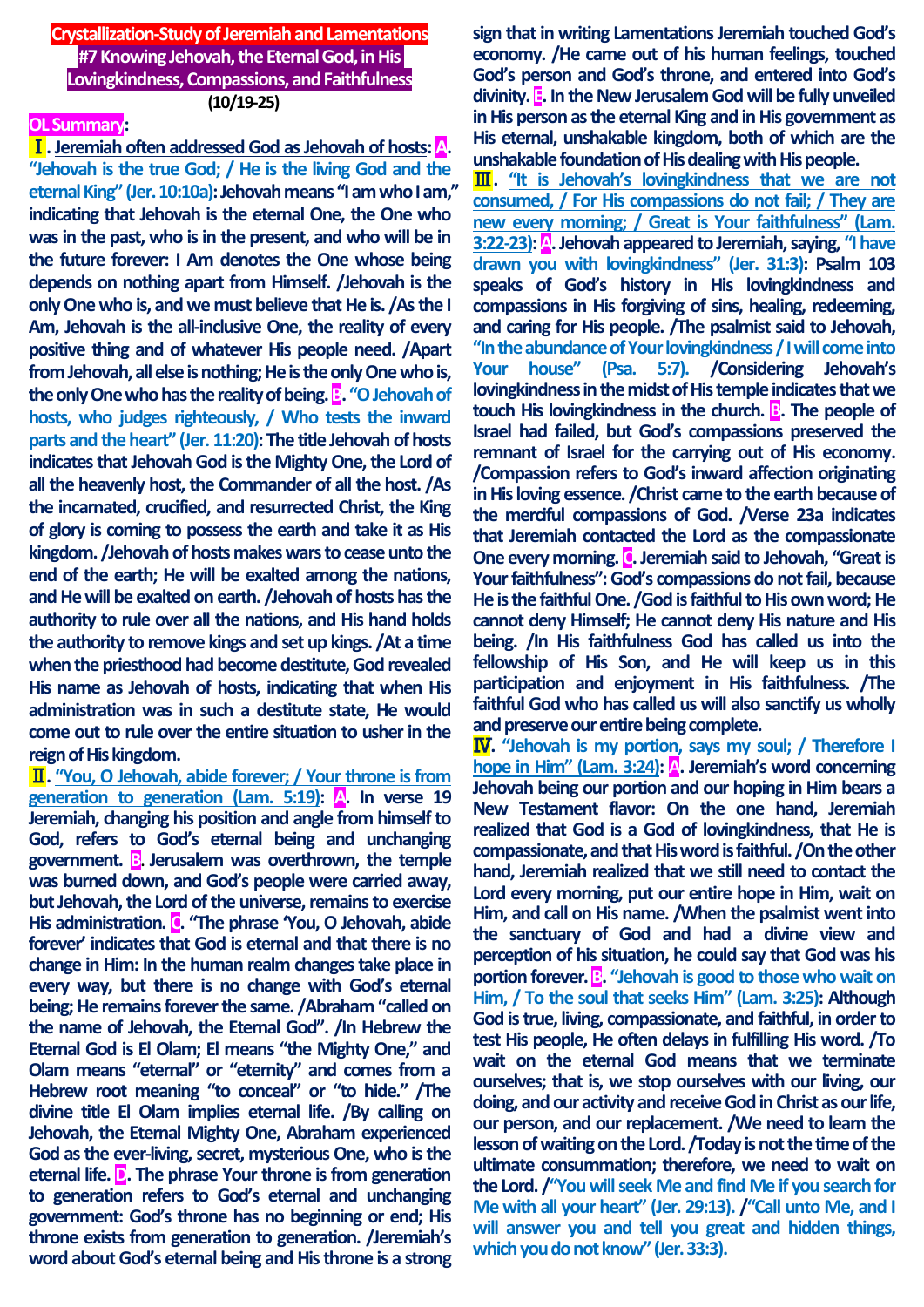# Crystallization-Study of Jeremiah and Lamentations
## #7 Knowing Jehovah, the Eternal God, in His Lovingkindness, Compassions, and Faithfulness
**(10/19-25)**

**OL Summary:**

**Ⅰ. Jeremiah often addressed God as Jehovah of hosts: A. "Jehovah is the true God; / He is the living God and the eternal King" (Jer. 10:10a): Jehovah means "I am who I am," indicating that Jehovah is the eternal One, the One who was in the past, who is in the present, and who will be in the future forever: I Am denotes the One whose being depends on nothing apart from Himself. /Jehovah is the only One who is, and we must believe that He is. /As the I Am, Jehovah is the all-inclusive One, the reality of every positive thing and of whatever His people need. /Apart from Jehovah, all else is nothing; He is the only One who is, the only One who has the reality of being. B. "O Jehovah of hosts, who judges righteously, / Who tests the inward parts and the heart" (Jer. 11:20): The title Jehovah of hosts indicates that Jehovah God is the Mighty One, the Lord of all the heavenly host, the Commander of all the host. /As the incarnated, crucified, and resurrected Christ, the King of glory is coming to possess the earth and take it as His kingdom. /Jehovah of hosts makes wars to cease unto the end of the earth; He will be exalted among the nations, and He will be exalted on earth. /Jehovah of hosts has the authority to rule over all the nations, and His hand holds the authority to remove kings and set up kings. /At a time when the priesthood had become destitute, God revealed His name as Jehovah of hosts, indicating that when His administration was in such a destitute state, He would come out to rule over the entire situation to usher in the reign of His kingdom.**

**Ⅱ. "You, O Jehovah, abide forever; / Your throne is from generation to generation (Lam. 5:19): A. In verse 19 Jeremiah, changing his position and angle from himself to God, refers to God's eternal being and unchanging government. B. Jerusalem was overthrown, the temple was burned down, and God's people were carried away, but Jehovah, the Lord of the universe, remains to exercise His administration. C. "The phrase 'You, O Jehovah, abide forever' indicates that God is eternal and that there is no change in Him: In the human realm changes take place in every way, but there is no change with God's eternal being; He remains forever the same. /Abraham "called on the name of Jehovah, the Eternal God". /In Hebrew the Eternal God is El Olam; El means "the Mighty One," and Olam means "eternal" or "eternity" and comes from a Hebrew root meaning "to conceal" or "to hide." /The divine title El Olam implies eternal life. /By calling on Jehovah, the Eternal Mighty One, Abraham experienced God as the ever-living, secret, mysterious One, who is the eternal life. D. The phrase Your throne is from generation to generation refers to God's eternal and unchanging government: God's throne has no beginning or end; His throne exists from generation to generation. /Jeremiah's word about God's eternal being and His throne is a strong sign that in writing Lamentations Jeremiah touched God's economy. /He came out of his human feelings, touched God's person and God's throne, and entered into God's divinity. E. In the New Jerusalem God will be fully unveiled in His person as the eternal King and in His government as His eternal, unshakable kingdom, both of which are the unshakable foundation of His dealing with His people.**

**Ⅲ. "It is Jehovah's lovingkindness that we are not consumed, / For His compassions do not fail; / They are new every morning; / Great is Your faithfulness" (Lam. 3:22-23): A. Jehovah appeared to Jeremiah, saying, "I have drawn you with lovingkindness" (Jer. 31:3): Psalm 103 speaks of God's history in His lovingkindness and compassions in His forgiving of sins, healing, redeeming, and caring for His people. /The psalmist said to Jehovah, "In the abundance of Your lovingkindness / I will come into Your house" (Psa. 5:7). /Considering Jehovah's lovingkindness in the midst of His temple indicates that we touch His lovingkindness in the church. B. The people of Israel had failed, but God's compassions preserved the remnant of Israel for the carrying out of His economy. /Compassion refers to God's inward affection originating in His loving essence. /Christ came to the earth because of the merciful compassions of God. /Verse 23a indicates that Jeremiah contacted the Lord as the compassionate One every morning. C. Jeremiah said to Jehovah, "Great is Your faithfulness": God's compassions do not fail, because He is the faithful One. /God is faithful to His own word; He cannot deny Himself; He cannot deny His nature and His being. /In His faithfulness God has called us into the fellowship of His Son, and He will keep us in this participation and enjoyment in His faithfulness. /The faithful God who has called us will also sanctify us wholly and preserve our entire being complete.**

**Ⅳ. "Jehovah is my portion, says my soul; / Therefore I hope in Him" (Lam. 3:24): A. Jeremiah's word concerning Jehovah being our portion and our hoping in Him bears a New Testament flavor: On the one hand, Jeremiah realized that God is a God of lovingkindness, that He is compassionate, and that His word is faithful. /On the other hand, Jeremiah realized that we still need to contact the Lord every morning, put our entire hope in Him, wait on Him, and call on His name. /When the psalmist went into the sanctuary of God and had a divine view and perception of his situation, he could say that God was his portion forever. B. "Jehovah is good to those who wait on Him, / To the soul that seeks Him" (Lam. 3:25): Although God is true, living, compassionate, and faithful, in order to test His people, He often delays in fulfilling His word. /To wait on the eternal God means that we terminate ourselves; that is, we stop ourselves with our living, our doing, and our activity and receive God in Christ as our life, our person, and our replacement. /We need to learn the lesson of waiting on the Lord. /Today is not the time of the ultimate consummation; therefore, we need to wait on the Lord. /"You will seek Me and find Me if you search for Me with all your heart" (Jer. 29:13). /"Call unto Me, and I will answer you and tell you great and hidden things, which you do not know" (Jer. 33:3).**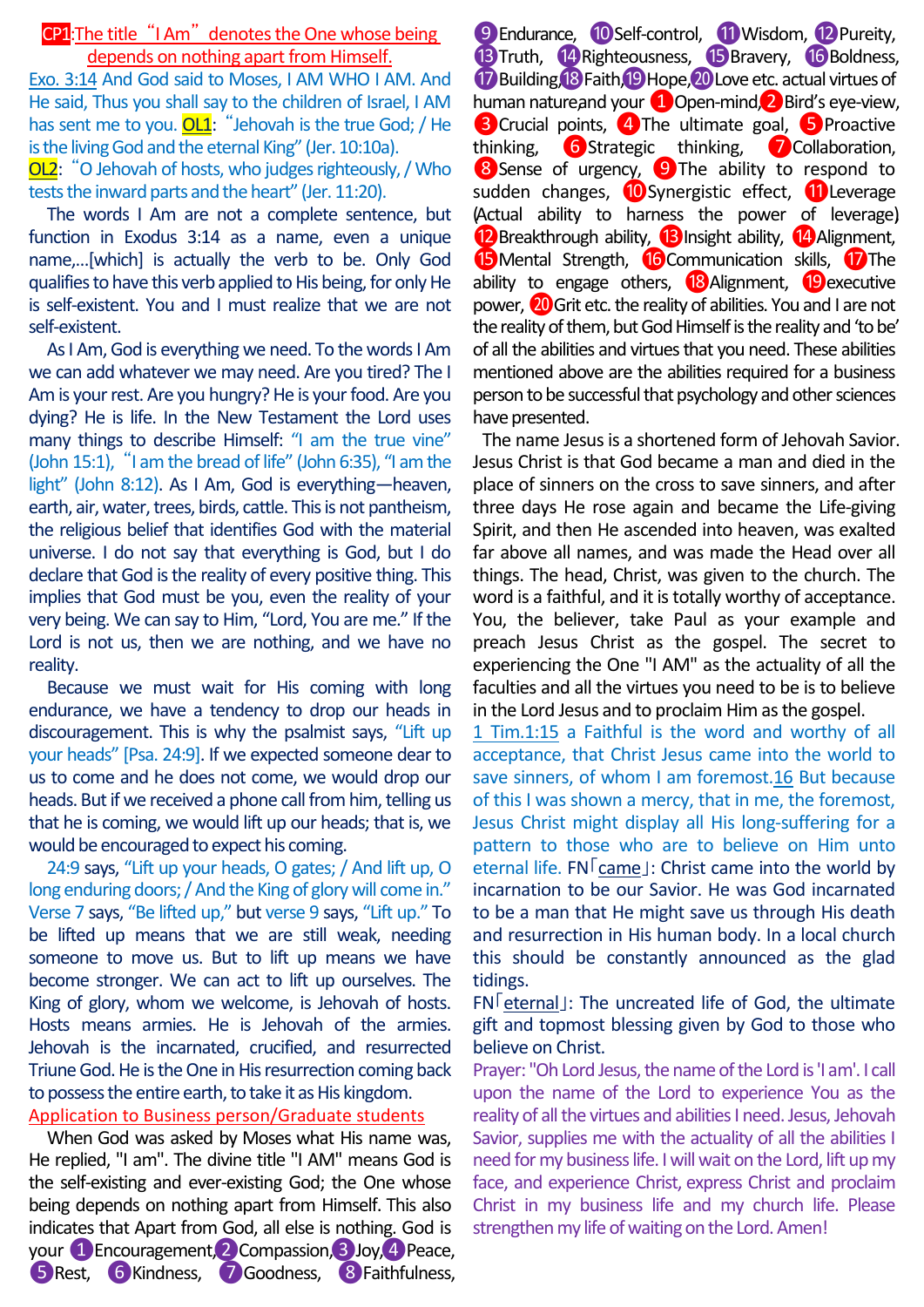**CP1**: The title "I Am" denotes the One whose being depends on nothing apart from Himself.

Exo. 3:14 And God said to Moses, I AM WHO I AM. And He said, Thus you shall say to the children of Israel, I AM has sent me to you. **OL1**: "Jehovah is the true God; / He is the living God and the eternal King" (Jer. 10:10a).
**OL2**: "O Jehovah of hosts, who judges righteously, / Who tests the inward parts and the heart" (Jer. 11:20).

The words I Am are not a complete sentence, but function in Exodus 3:14 as a name, even a unique name,...[which] is actually the verb to be. Only God qualifies to have this verb applied to His being, for only He is self-existent. You and I must realize that we are not self-existent.

As I Am, God is everything we need. To the words I Am we can add whatever we may need. Are you tired? The I Am is your rest. Are you hungry? He is your food. Are you dying? He is life. In the New Testament the Lord uses many things to describe Himself: "I am the true vine" (John 15:1), "I am the bread of life" (John 6:35), "I am the light" (John 8:12). As I Am, God is everything—heaven, earth, air, water, trees, birds, cattle. This is not pantheism, the religious belief that identifies God with the material universe. I do not say that everything is God, but I do declare that God is the reality of every positive thing. This implies that God must be you, even the reality of your very being. We can say to Him, "Lord, You are me." If the Lord is not us, then we are nothing, and we have no reality.

Because we must wait for His coming with long endurance, we have a tendency to drop our heads in discouragement. This is why the psalmist says, "Lift up your heads" [Psa. 24:9]. If we expected someone dear to us to come and he does not come, we would drop our heads. But if we received a phone call from him, telling us that he is coming, we would lift up our heads; that is, we would be encouraged to expect his coming.

24:9 says, "Lift up your heads, O gates; / And lift up, O long enduring doors; / And the King of glory will come in." Verse 7 says, "Be lifted up," but verse 9 says, "Lift up." To be lifted up means that we are still weak, needing someone to move us. But to lift up means we have become stronger. We can act to lift up ourselves. The King of glory, whom we welcome, is Jehovah of hosts. Hosts means armies. He is Jehovah of the armies. Jehovah is the incarnated, crucified, and resurrected Triune God. He is the One in His resurrection coming back to possess the entire earth, to take it as His kingdom.

Application to Business person/Graduate students

When God was asked by Moses what His name was, He replied, "I am". The divine title "I AM" means God is the self-existing and ever-existing God; the One whose being depends on nothing apart from Himself. This also indicates that Apart from God, all else is nothing. God is your ❶Encouragement, ❷Compassion, ❸Joy, ❹Peace, ❺Rest, ❻Kindness, ❼Goodness, ❽Faithfulness, ❾Endurance, ❿Self-control, ⓫Wisdom, ⓬Pureity, ⓭Truth, ⓮Righteousness, ⓯Bravery, ⓰Boldness, ⓱Building, ⓲Faith, ⓳Hope, ⓴Love etc. actual virtues of human nature, and your ❶Open-mind, ❷Bird's eye-view, ❸Crucial points, ❹The ultimate goal, ❺Proactive thinking, ❻Strategic thinking, ❼Collaboration, ❽Sense of urgency, ❾The ability to respond to sudden changes, ❿Synergistic effect, ⓫Leverage (Actual ability to harness the power of leverage) ⓬Breakthrough ability, ⓭Insight ability, ⓮Alignment, ⓯Mental Strength, ⓰Communication skills, ⓱The ability to engage others, ⓲Alignment, ⓳executive power, ⓴Grit etc. the reality of abilities. You and I are not the reality of them, but God Himself is the reality and 'to be' of all the abilities and virtues that you need. These abilities mentioned above are the abilities required for a business person to be successful that psychology and other sciences have presented.

The name Jesus is a shortened form of Jehovah Savior. Jesus Christ is that God became a man and died in the place of sinners on the cross to save sinners, and after three days He rose again and became the Life-giving Spirit, and then He ascended into heaven, was exalted far above all names, and was made the Head over all things. The head, Christ, was given to the church. The word is a faithful, and it is totally worthy of acceptance. You, the believer, take Paul as your example and preach Jesus Christ as the gospel. The secret to experiencing the One "I AM" as the actuality of all the faculties and all the virtues you need to be is to believe in the Lord Jesus and to proclaim Him as the gospel.

1 Tim.1:15 a Faithful is the word and worthy of all acceptance, that Christ Jesus came into the world to save sinners, of whom I am foremost. 16 But because of this I was shown a mercy, that in me, the foremost, Jesus Christ might display all His long-suffering for a pattern to those who are to believe on Him unto eternal life. FN「came」: Christ came into the world by incarnation to be our Savior. He was God incarnated to be a man that He might save us through His death and resurrection in His human body. In a local church this should be constantly announced as the glad tidings.

FN「eternal」: The uncreated life of God, the ultimate gift and topmost blessing given by God to those who believe on Christ.

Prayer: "Oh Lord Jesus, the name of the Lord is 'I am'. I call upon the name of the Lord to experience You as the reality of all the virtues and abilities I need. Jesus, Jehovah Savior, supplies me with the actuality of all the abilities I need for my business life. I will wait on the Lord, lift up my face, and experience Christ, express Christ and proclaim Christ in my business life and my church life. Please strengthen my life of waiting on the Lord. Amen!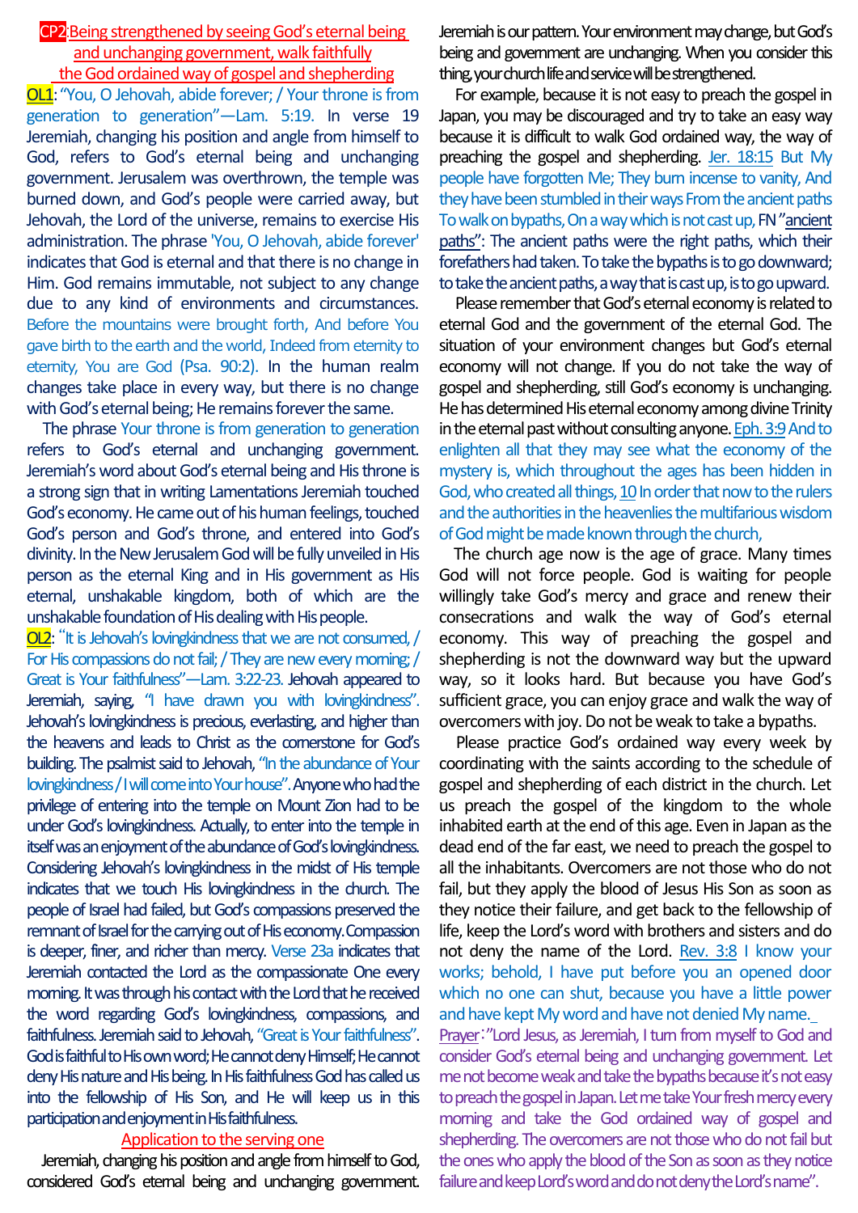## CP2:Being strengthened by seeing God's eternal being and unchanging government, walk faithfully the God ordained way of gospel and shepherding

**OL1**: "You, O Jehovah, abide forever; / Your throne is from generation to generation"—Lam. 5:19. In verse 19 Jeremiah, changing his position and angle from himself to God, refers to God's eternal being and unchanging government. Jerusalem was overthrown, the temple was burned down, and God's people were carried away, but Jehovah, the Lord of the universe, remains to exercise His administration. The phrase 'You, O Jehovah, abide forever' indicates that God is eternal and that there is no change in Him. God remains immutable, not subject to any change due to any kind of environments and circumstances. Before the mountains were brought forth, And before You gave birth to the earth and the world, Indeed from eternity to eternity, You are God (Psa. 90:2). In the human realm changes take place in every way, but there is no change with God's eternal being; He remains forever the same.

The phrase Your throne is from generation to generation refers to God's eternal and unchanging government. Jeremiah's word about God's eternal being and His throne is a strong sign that in writing Lamentations Jeremiah touched God's economy. He came out of his human feelings, touched God's person and God's throne, and entered into God's divinity. In the New Jerusalem God will be fully unveiled in His person as the eternal King and in His government as His eternal, unshakable kingdom, both of which are the unshakable foundation of His dealing with His people.

**OL2**: "It is Jehovah's lovingkindness that we are not consumed, / For His compassions do not fail; / They are new every morning; / Great is Your faithfulness"—Lam. 3:22-23. Jehovah appeared to Jeremiah, saying, "I have drawn you with lovingkindness". Jehovah's lovingkindness is precious, everlasting, and higher than the heavens and leads to Christ as the cornerstone for God's building. The psalmist said to Jehovah, "In the abundance of Your lovingkindness / I will come into Your house". Anyone who had the privilege of entering into the temple on Mount Zion had to be under God's lovingkindness. Actually, to enter into the temple in itself was an enjoyment of the abundance of God's lovingkindness. Considering Jehovah's lovingkindness in the midst of His temple indicates that we touch His lovingkindness in the church. The people of Israel had failed, but God's compassions preserved the remnant of Israel for the carrying out of His economy. Compassion is deeper, finer, and richer than mercy. Verse 23a indicates that Jeremiah contacted the Lord as the compassionate One every morning. It was through his contact with the Lord that he received the word regarding God's lovingkindness, compassions, and faithfulness. Jeremiah said to Jehovah, "Great is Your faithfulness". God is faithful to His own word; He cannot deny Himself; He cannot deny His nature and His being. In His faithfulness God has called us into the fellowship of His Son, and He will keep us in this participation and enjoyment in His faithfulness.

### Application to the serving one

Jeremiah, changing his position and angle from himself to God, considered God's eternal being and unchanging government. Jeremiah is our pattern. Your environment may change, but God's being and government are unchanging. When you consider this thing, your church life and service will be strengthened.

For example, because it is not easy to preach the gospel in Japan, you may be discouraged and try to take an easy way because it is difficult to walk God ordained way, the way of preaching the gospel and shepherding. Jer. 18:15 But My people have forgotten Me; They burn incense to vanity, And they have been stumbled in their ways From the ancient paths To walk on bypaths, On a way which is not cast up, FN "ancient paths": The ancient paths were the right paths, which their forefathers had taken. To take the bypaths is to go downward; to take the ancient paths, a way that is cast up, is to go upward.

Please remember that God's eternal economy is related to eternal God and the government of the eternal God. The situation of your environment changes but God's eternal economy will not change. If you do not take the way of gospel and shepherding, still God's economy is unchanging. He has determined His eternal economy among divine Trinity in the eternal past without consulting anyone. Eph. 3:9 And to enlighten all that they may see what the economy of the mystery is, which throughout the ages has been hidden in God, who created all things, 10 In order that now to the rulers and the authorities in the heavenlies the multifarious wisdom of God might be made known through the church,

The church age now is the age of grace. Many times God will not force people. God is waiting for people willingly take God's mercy and grace and renew their consecrations and walk the way of God's eternal economy. This way of preaching the gospel and shepherding is not the downward way but the upward way, so it looks hard. But because you have God's sufficient grace, you can enjoy grace and walk the way of overcomers with joy. Do not be weak to take a bypaths.

Please practice God's ordained way every week by coordinating with the saints according to the schedule of gospel and shepherding of each district in the church. Let us preach the gospel of the kingdom to the whole inhabited earth at the end of this age. Even in Japan as the dead end of the far east, we need to preach the gospel to all the inhabitants. Overcomers are not those who do not fail, but they apply the blood of Jesus His Son as soon as they notice their failure, and get back to the fellowship of life, keep the Lord's word with brothers and sisters and do not deny the name of the Lord. Rev. 3:8 I know your works; behold, I have put before you an opened door which no one can shut, because you have a little power and have kept My word and have not denied My name.

Prayer: "Lord Jesus, as Jeremiah, I turn from myself to God and consider God's eternal being and unchanging government. Let me not become weak and take the bypaths because it's not easy to preach the gospel in Japan. Let me take Your fresh mercy every morning and take the God ordained way of gospel and shepherding. The overcomers are not those who do not fail but the ones who apply the blood of the Son as soon as they notice failure and keep Lord's word and do not deny the Lord's name".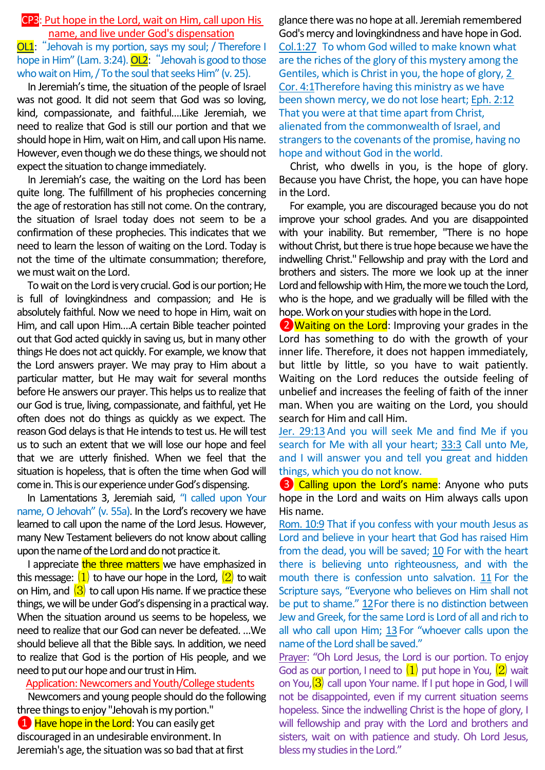**CP3: Put hope in the Lord, wait on Him, call upon His name, and live under God's dispensation**

**OL1**: "Jehovah is my portion, says my soul; / Therefore I hope in Him" (Lam. 3:24). **OL2**: "Jehovah is good to those who wait on Him, / To the soul that seeks Him" (v. 25).

In Jeremiah's time, the situation of the people of Israel was not good. It did not seem that God was so loving, kind, compassionate, and faithful....Like Jeremiah, we need to realize that God is still our portion and that we should hope in Him, wait on Him, and call upon His name. However, even though we do these things, we should not expect the situation to change immediately.

In Jeremiah's case, the waiting on the Lord has been quite long. The fulfillment of his prophecies concerning the age of restoration has still not come. On the contrary, the situation of Israel today does not seem to be a confirmation of these prophecies. This indicates that we need to learn the lesson of waiting on the Lord. Today is not the time of the ultimate consummation; therefore, we must wait on the Lord.

To wait on the Lord is very crucial. God is our portion; He is full of lovingkindness and compassion; and He is absolutely faithful. Now we need to hope in Him, wait on Him, and call upon Him....A certain Bible teacher pointed out that God acted quickly in saving us, but in many other things He does not act quickly. For example, we know that the Lord answers prayer. We may pray to Him about a particular matter, but He may wait for several months before He answers our prayer. This helps us to realize that our God is true, living, compassionate, and faithful, yet He often does not do things as quickly as we expect. The reason God delays is that He intends to test us. He will test us to such an extent that we will lose our hope and feel that we are utterly finished. When we feel that the situation is hopeless, that is often the time when God will come in. This is our experience under God's dispensing.

In Lamentations 3, Jeremiah said, "I called upon Your name, O Jehovah" (v. 55a). In the Lord's recovery we have learned to call upon the name of the Lord Jesus. However, many New Testament believers do not know about calling upon the name of the Lord and do not practice it.

I appreciate the three matters we have emphasized in this message: ⑴ to have our hope in the Lord, ⑵ to wait on Him, and ⑶ to call upon His name. If we practice these things, we will be under God's dispensing in a practical way. When the situation around us seems to be hopeless, we need to realize that our God can never be defeated. ...We should believe all that the Bible says. In addition, we need to realize that God is the portion of His people, and we need to put our hope and our trust in Him.

**Application: Newcomers and Youth/College students**

Newcomers and young people should do the following three things to enjoy "Jehovah is my portion."

❶ **Have hope in the Lord**: You can easily get discouraged in an undesirable environment. In Jeremiah's age, the situation was so bad that at first glance there was no hope at all. Jeremiah remembered God's mercy and lovingkindness and have hope in God.

Col.1:27 To whom God willed to make known what are the riches of the glory of this mystery among the Gentiles, which is Christ in you, the hope of glory, 2 Cor. 4:1 Therefore having this ministry as we have been shown mercy, we do not lose heart; Eph. 2:12 That you were at that time apart from Christ, alienated from the commonwealth of Israel, and strangers to the covenants of the promise, having no hope and without God in the world.

Christ, who dwells in you, is the hope of glory. Because you have Christ, the hope, you can have hope in the Lord.

For example, you are discouraged because you do not improve your school grades. And you are disappointed with your inability. But remember, "There is no hope without Christ, but there is true hope because we have the indwelling Christ." Fellowship and pray with the Lord and brothers and sisters. The more we look up at the inner Lord and fellowship with Him, the more we touch the Lord, who is the hope, and we gradually will be filled with the hope. Work on your studies with hope in the Lord.

❷ **Waiting on the Lord**: Improving your grades in the Lord has something to do with the growth of your inner life. Therefore, it does not happen immediately, but little by little, so you have to wait patiently. Waiting on the Lord reduces the outside feeling of unbelief and increases the feeling of faith of the inner man. When you are waiting on the Lord, you should search for Him and call Him.

Jer. 29:13 And you will seek Me and find Me if you search for Me with all your heart; 33:3 Call unto Me, and I will answer you and tell you great and hidden things, which you do not know.

❸ **Calling upon the Lord's name**: Anyone who puts hope in the Lord and waits on Him always calls upon His name.

Rom. 10:9 That if you confess with your mouth Jesus as Lord and believe in your heart that God has raised Him from the dead, you will be saved; 10 For with the heart there is believing unto righteousness, and with the mouth there is confession unto salvation. 11 For the Scripture says, "Everyone who believes on Him shall not be put to shame." 12 For there is no distinction between Jew and Greek, for the same Lord is Lord of all and rich to all who call upon Him; 13 For "whoever calls upon the name of the Lord shall be saved."

Prayer: "Oh Lord Jesus, the Lord is our portion. To enjoy God as our portion, I need to ⑴ put hope in You, ⑵ wait on You, ⑶ call upon Your name. If I put hope in God, I will not be disappointed, even if my current situation seems hopeless. Since the indwelling Christ is the hope of glory, I will fellowship and pray with the Lord and brothers and sisters, wait on with patience and study. Oh Lord Jesus, bless my studies in the Lord."